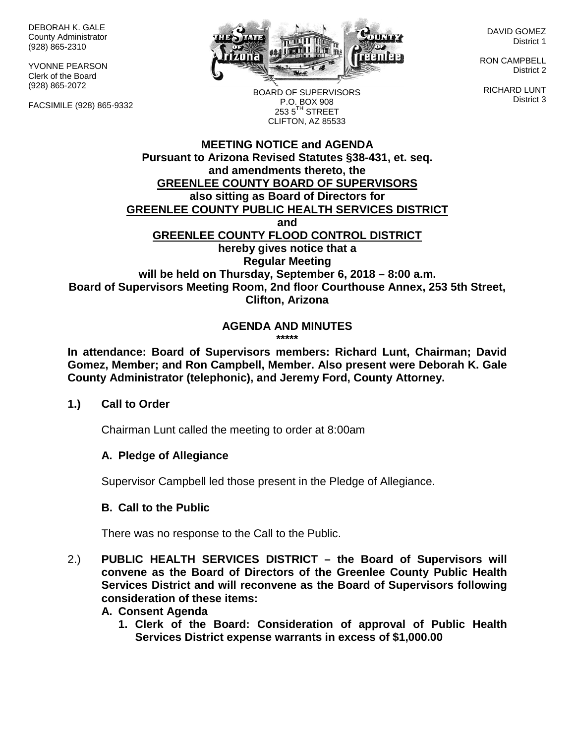DEBORAH K. GALE
County Administrator
(928) 865-2310

YVONNE PEARSON
Clerk of the Board
(928) 865-2072

FACSIMILE (928) 865-9332

BOARD OF SUPERVISORS
P.O. BOX 908
253 5TH STREET
CLIFTON, AZ 85533

DAVID GOMEZ
District 1

RON CAMPBELL
District 2

RICHARD LUNT
District 3

**MEETING NOTICE and AGENDA**
**Pursuant to Arizona Revised Statutes §38-431, et. seq. and amendments thereto, the**
**GREENLEE COUNTY BOARD OF SUPERVISORS**
**also sitting as Board of Directors for**
**GREENLEE COUNTY PUBLIC HEALTH SERVICES DISTRICT**
**and**
**GREENLEE COUNTY FLOOD CONTROL DISTRICT**
**hereby gives notice that a**
**Regular Meeting**
**will be held on Thursday, September 6, 2018 – 8:00 a.m.**
**Board of Supervisors Meeting Room, 2nd floor Courthouse Annex, 253 5th Street, Clifton, Arizona**

## AGENDA AND MINUTES

*****

**In attendance: Board of Supervisors members: Richard Lunt, Chairman; David Gomez, Member; and Ron Campbell, Member. Also present were Deborah K. Gale County Administrator (telephonic), and Jeremy Ford, County Attorney.**

**1.) Call to Order**

Chairman Lunt called the meeting to order at 8:00am

**A. Pledge of Allegiance**

Supervisor Campbell led those present in the Pledge of Allegiance.

**B. Call to the Public**

There was no response to the Call to the Public.

2.) **PUBLIC HEALTH SERVICES DISTRICT – the Board of Supervisors will convene as the Board of Directors of the Greenlee County Public Health Services District and will reconvene as the Board of Supervisors following consideration of these items:**

**A. Consent Agenda**

1. **Clerk of the Board: Consideration of approval of Public Health Services District expense warrants in excess of $1,000.00**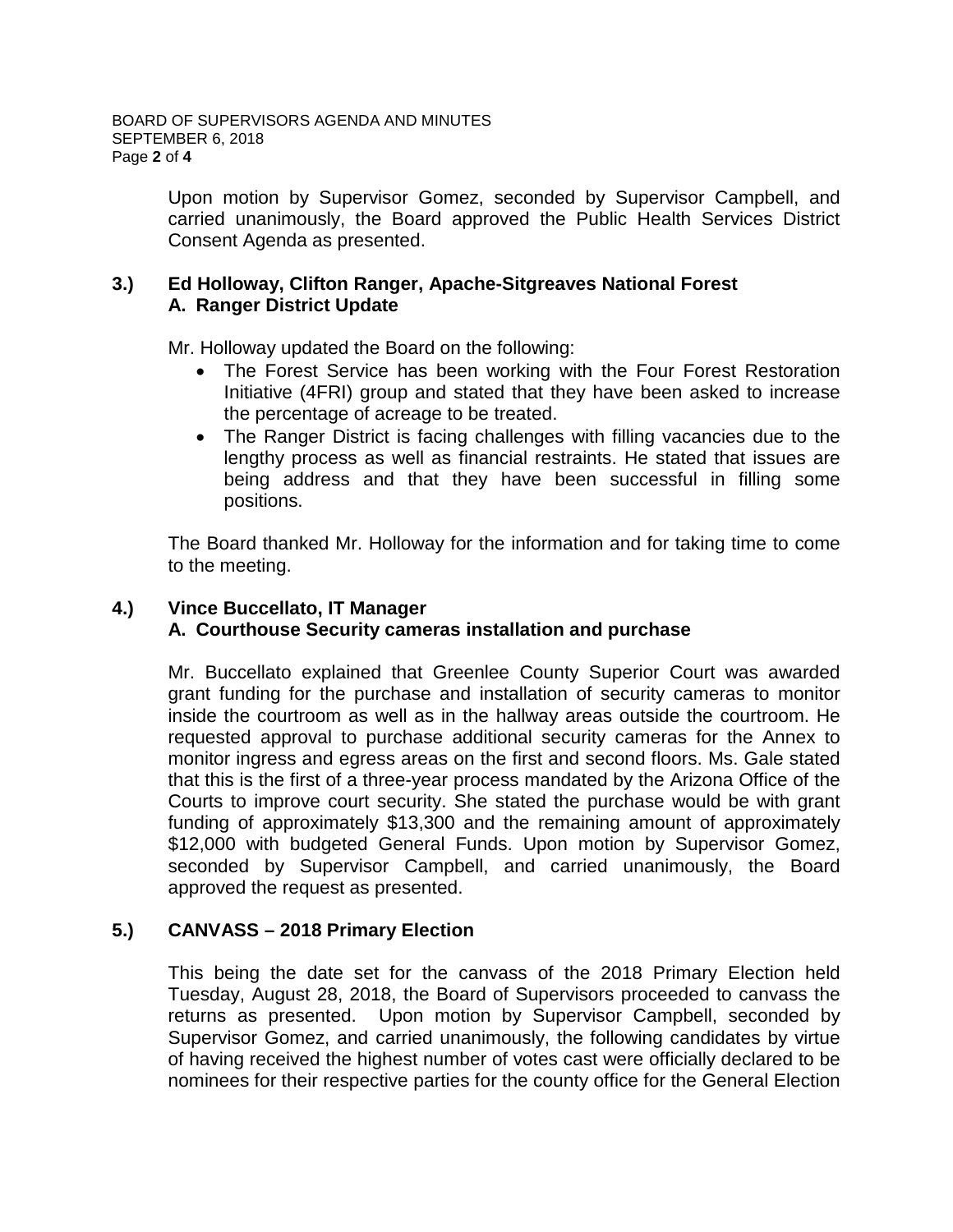Upon motion by Supervisor Gomez, seconded by Supervisor Campbell, and carried unanimously, the Board approved the Public Health Services District Consent Agenda as presented.

**3.) Ed Holloway, Clifton Ranger, Apache-Sitgreaves National Forest**
**A. Ranger District Update**

Mr. Holloway updated the Board on the following:

- The Forest Service has been working with the Four Forest Restoration Initiative (4FRI) group and stated that they have been asked to increase the percentage of acreage to be treated.
- The Ranger District is facing challenges with filling vacancies due to the lengthy process as well as financial restraints. He stated that issues are being address and that they have been successful in filling some positions.

The Board thanked Mr. Holloway for the information and for taking time to come to the meeting.

**4.) Vince Buccellato, IT Manager**
**A. Courthouse Security cameras installation and purchase**

Mr. Buccellato explained that Greenlee County Superior Court was awarded grant funding for the purchase and installation of security cameras to monitor inside the courtroom as well as in the hallway areas outside the courtroom. He requested approval to purchase additional security cameras for the Annex to monitor ingress and egress areas on the first and second floors. Ms. Gale stated that this is the first of a three-year process mandated by the Arizona Office of the Courts to improve court security. She stated the purchase would be with grant funding of approximately $13,300 and the remaining amount of approximately $12,000 with budgeted General Funds. Upon motion by Supervisor Gomez, seconded by Supervisor Campbell, and carried unanimously, the Board approved the request as presented.

**5.) CANVASS – 2018 Primary Election**

This being the date set for the canvass of the 2018 Primary Election held Tuesday, August 28, 2018, the Board of Supervisors proceeded to canvass the returns as presented. Upon motion by Supervisor Campbell, seconded by Supervisor Gomez, and carried unanimously, the following candidates by virtue of having received the highest number of votes cast were officially declared to be nominees for their respective parties for the county office for the General Election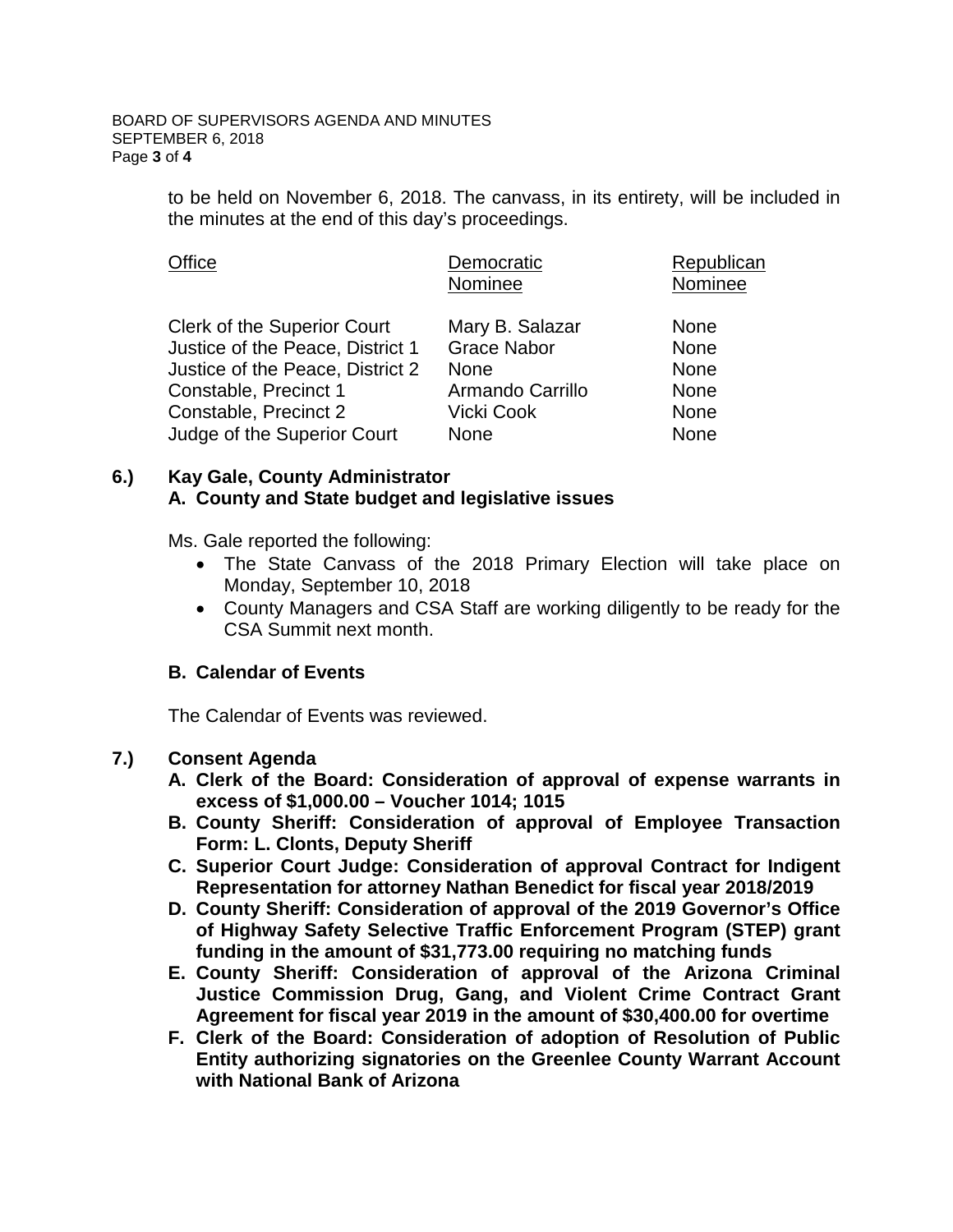to be held on November 6, 2018. The canvass, in its entirety, will be included in the minutes at the end of this day's proceedings.

| Office | Democratic Nominee | Republican Nominee |
|---|---|---|
| Clerk of the Superior Court | Mary B. Salazar | None |
| Justice of the Peace, District 1 | Grace Nabor | None |
| Justice of the Peace, District 2 | None | None |
| Constable, Precinct 1 | Armando Carrillo | None |
| Constable, Precinct 2 | Vicki Cook | None |
| Judge of the Superior Court | None | None |

**6.) Kay Gale, County Administrator**

**A. County and State budget and legislative issues**

Ms. Gale reported the following:

- The State Canvass of the 2018 Primary Election will take place on Monday, September 10, 2018
- County Managers and CSA Staff are working diligently to be ready for the CSA Summit next month.

**B. Calendar of Events**

The Calendar of Events was reviewed.

**7.) Consent Agenda**

**A. Clerk of the Board: Consideration of approval of expense warrants in excess of $1,000.00 – Voucher 1014; 1015**

**B. County Sheriff: Consideration of approval of Employee Transaction Form: L. Clonts, Deputy Sheriff**

**C. Superior Court Judge: Consideration of approval Contract for Indigent Representation for attorney Nathan Benedict for fiscal year 2018/2019**

**D. County Sheriff: Consideration of approval of the 2019 Governor's Office of Highway Safety Selective Traffic Enforcement Program (STEP) grant funding in the amount of $31,773.00 requiring no matching funds**

**E. County Sheriff: Consideration of approval of the Arizona Criminal Justice Commission Drug, Gang, and Violent Crime Contract Grant Agreement for fiscal year 2019 in the amount of $30,400.00 for overtime**

**F. Clerk of the Board: Consideration of adoption of Resolution of Public Entity authorizing signatories on the Greenlee County Warrant Account with National Bank of Arizona**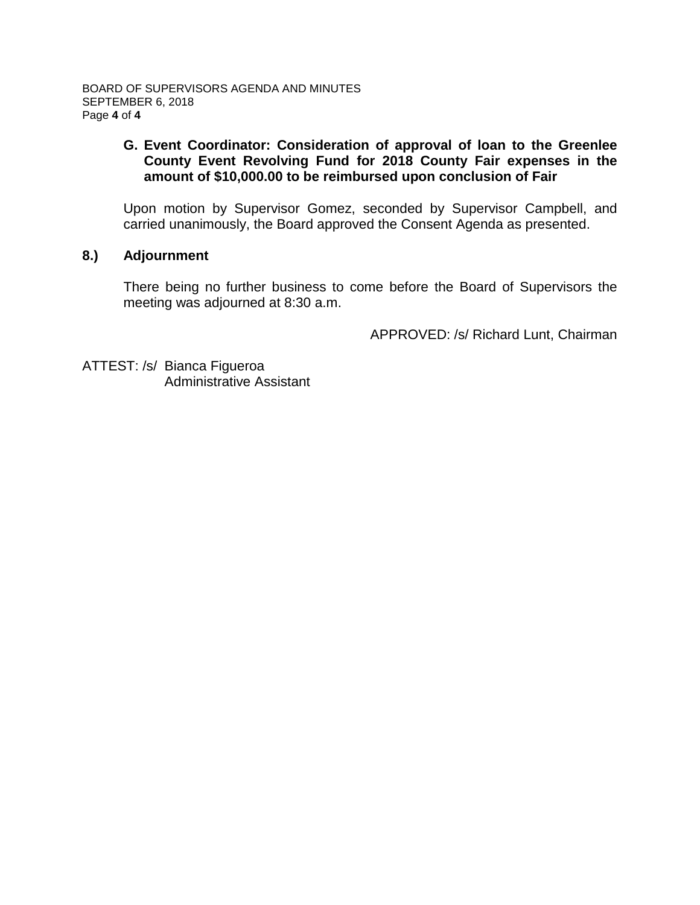**G. Event Coordinator: Consideration of approval of loan to the Greenlee County Event Revolving Fund for 2018 County Fair expenses in the amount of $10,000.00 to be reimbursed upon conclusion of Fair**

Upon motion by Supervisor Gomez, seconded by Supervisor Campbell, and carried unanimously, the Board approved the Consent Agenda as presented.

**8.) Adjournment**

There being no further business to come before the Board of Supervisors the meeting was adjourned at 8:30 a.m.

APPROVED: /s/ Richard Lunt, Chairman

ATTEST: /s/ Bianca Figueroa
Administrative Assistant